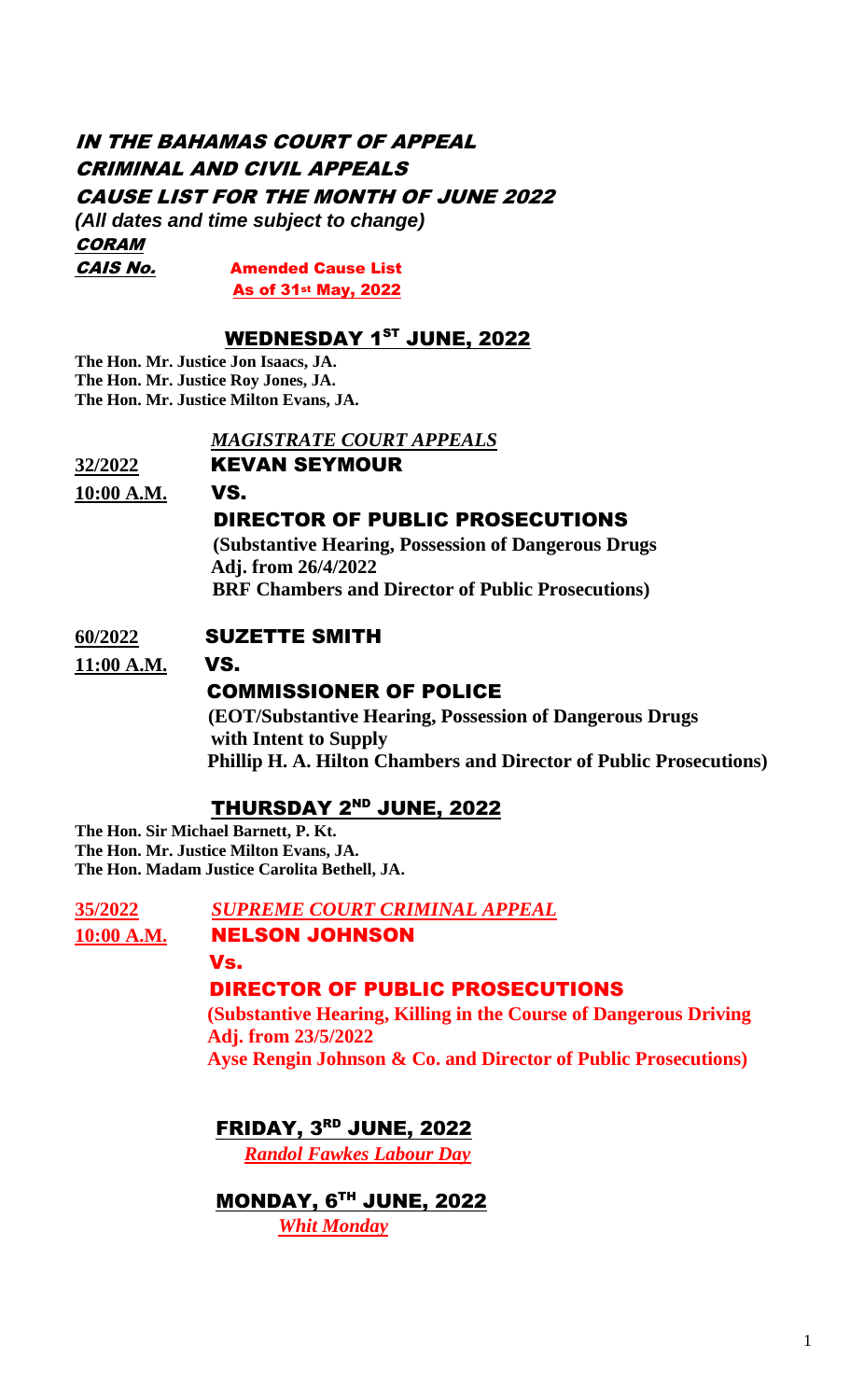# IN THE BAHAMAS COURT OF APPEAL
# CRIMINAL AND CIVIL APPEALS
## CAUSE LIST FOR THE MONTH OF JUNE 2022

***(All dates and time subject to change)***

***CORAM***

***CAIS No.*** **Amended Cause List**
**As of 31st May, 2022**

## WEDNESDAY 1ST JUNE, 2022

**The Hon. Mr. Justice Jon Isaacs, JA.**
**The Hon. Mr. Justice Roy Jones, JA.**
**The Hon. Mr. Justice Milton Evans, JA.**

***MAGISTRATE COURT APPEALS***

**32/2022** **KEVAN SEYMOUR**

**10:00 A.M.** **VS.**

**DIRECTOR OF PUBLIC PROSECUTIONS**

**(Substantive Hearing, Possession of Dangerous Drugs**
**Adj. from 26/4/2022**
**BRF Chambers and Director of Public Prosecutions)**

**60/2022** **SUZETTE SMITH**

**11:00 A.M.** **VS.**

**COMMISSIONER OF POLICE**

**(EOT/Substantive Hearing, Possession of Dangerous Drugs**
**with Intent to Supply**
**Phillip H. A. Hilton Chambers and Director of Public Prosecutions)**

## THURSDAY 2ND JUNE, 2022

**The Hon. Sir Michael Barnett, P. Kt.**
**The Hon. Mr. Justice Milton Evans, JA.**
**The Hon. Madam Justice Carolita Bethell, JA.**

**35/2022** ***SUPREME COURT CRIMINAL APPEAL***

**10:00 A.M.** **NELSON JOHNSON**

**Vs.**

**DIRECTOR OF PUBLIC PROSECUTIONS**

**(Substantive Hearing, Killing in the Course of Dangerous Driving**
**Adj. from 23/5/2022**
**Ayse Rengin Johnson & Co. and Director of Public Prosecutions)**

## FRIDAY, 3RD JUNE, 2022

***Randol Fawkes Labour Day***

## MONDAY, 6TH JUNE, 2022

***Whit Monday***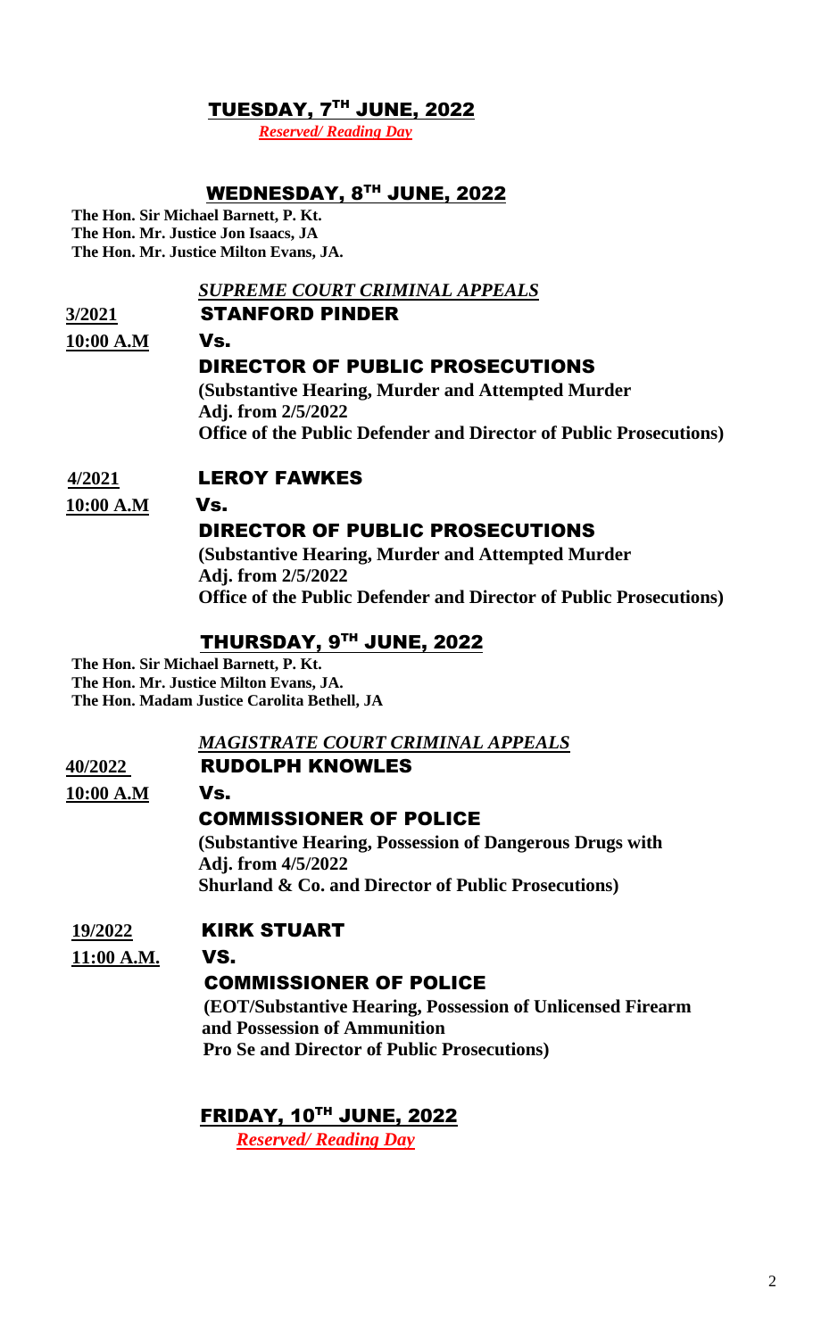## TUESDAY, 7TH JUNE, 2022

*Reserved/ Reading Day*

## WEDNESDAY, 8TH JUNE, 2022

**The Hon. Sir Michael Barnett, P. Kt.**
**The Hon. Mr. Justice Jon Isaacs, JA**
**The Hon. Mr. Justice Milton Evans, JA.**

***SUPREME COURT CRIMINAL APPEALS***

**3/2021** — **STANFORD PINDER**

**10:00 A.M** — **Vs.**

**DIRECTOR OF PUBLIC PROSECUTIONS**

**(Substantive Hearing, Murder and Attempted Murder**
**Adj. from 2/5/2022**
**Office of the Public Defender and Director of Public Prosecutions)**

**4/2021** — **LEROY FAWKES**

**10:00 A.M** — **Vs.**

**DIRECTOR OF PUBLIC PROSECUTIONS**

**(Substantive Hearing, Murder and Attempted Murder**
**Adj. from 2/5/2022**
**Office of the Public Defender and Director of Public Prosecutions)**

## THURSDAY, 9TH JUNE, 2022

**The Hon. Sir Michael Barnett, P. Kt.**
**The Hon. Mr. Justice Milton Evans, JA.**
**The Hon. Madam Justice Carolita Bethell, JA**

***MAGISTRATE COURT CRIMINAL APPEALS***

**40/2022** — **RUDOLPH KNOWLES**

**10:00 A.M** — **Vs.**

**COMMISSIONER OF POLICE**

**(Substantive Hearing, Possession of Dangerous Drugs with**
**Adj. from 4/5/2022**
**Shurland & Co. and Director of Public Prosecutions)**

**19/2022** — **KIRK STUART**

**11:00 A.M.** — **VS.**

**COMMISSIONER OF POLICE**

**(EOT/Substantive Hearing, Possession of Unlicensed Firearm**
**and Possession of Ammunition**
**Pro Se and Director of Public Prosecutions)**

## FRIDAY, 10TH JUNE, 2022

*Reserved/ Reading Day*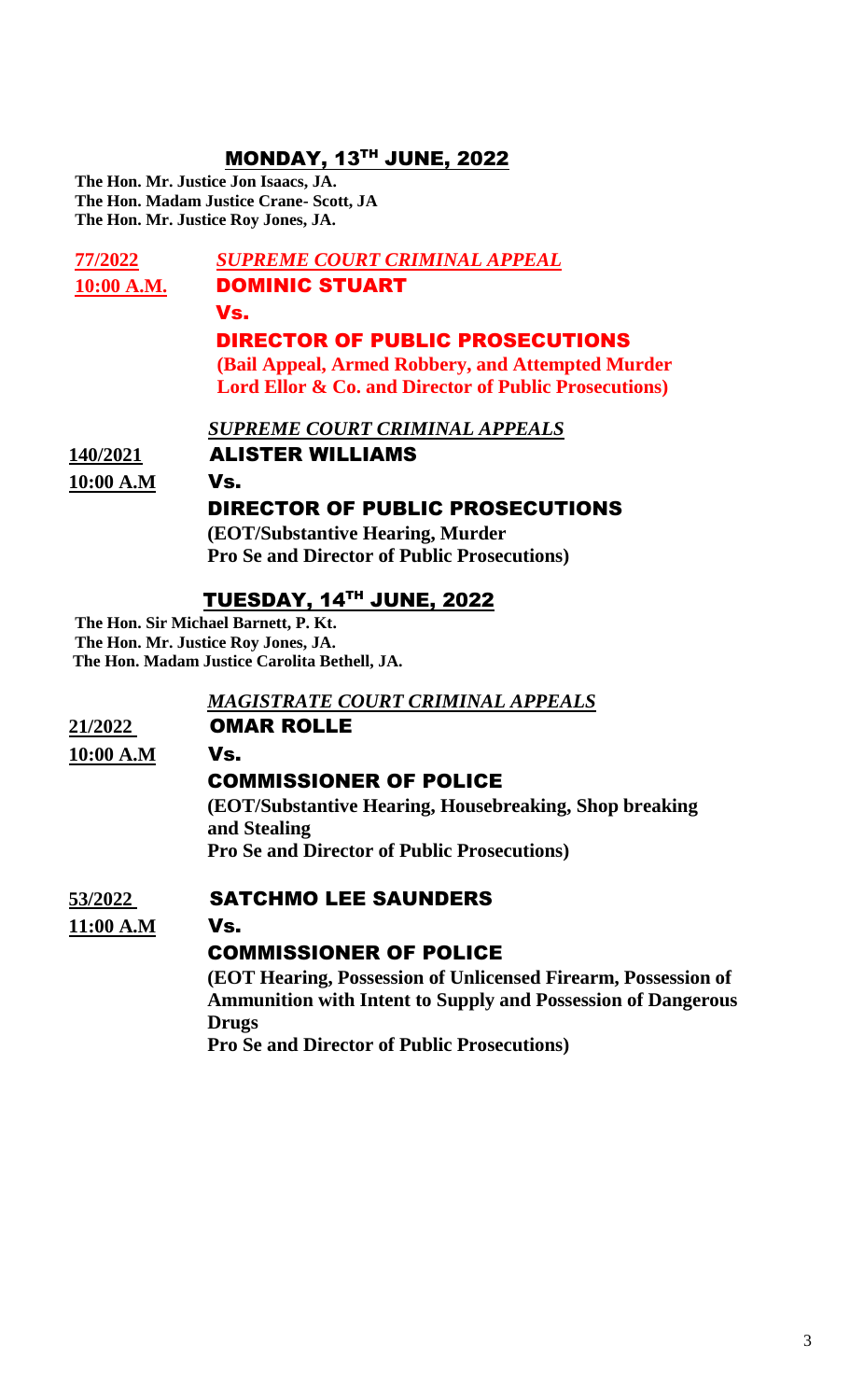## MONDAY, 13TH JUNE, 2022

**The Hon. Mr. Justice Jon Isaacs, JA.**
**The Hon. Madam Justice Crane- Scott, JA**
**The Hon. Mr. Justice Roy Jones, JA.**

**77/2022** — ***SUPREME COURT CRIMINAL APPEAL***
**10:00 A.M.**

**DOMINIC STUART**

**Vs.**

**DIRECTOR OF PUBLIC PROSECUTIONS**

**(Bail Appeal, Armed Robbery, and Attempted Murder**
**Lord Ellor & Co. and Director of Public Prosecutions)**

***SUPREME COURT CRIMINAL APPEALS***

**140/2021**
**10:00 A.M**

**ALISTER WILLIAMS**

**Vs.**

**DIRECTOR OF PUBLIC PROSECUTIONS**

**(EOT/Substantive Hearing, Murder**
**Pro Se and Director of Public Prosecutions)**

## TUESDAY, 14TH JUNE, 2022

**The Hon. Sir Michael Barnett, P. Kt.**
**The Hon. Mr. Justice Roy Jones, JA.**
**The Hon. Madam Justice Carolita Bethell, JA.**

***MAGISTRATE COURT CRIMINAL APPEALS***

**21/2022**
**10:00 A.M**

**OMAR ROLLE**

**Vs.**

**COMMISSIONER OF POLICE**

**(EOT/Substantive Hearing, Housebreaking, Shop breaking and Stealing**
**Pro Se and Director of Public Prosecutions)**

**53/2022**
**11:00 A.M**

**SATCHMO LEE SAUNDERS**

**Vs.**

**COMMISSIONER OF POLICE**

**(EOT Hearing, Possession of Unlicensed Firearm, Possession of Ammunition with Intent to Supply and Possession of Dangerous Drugs**
**Pro Se and Director of Public Prosecutions)**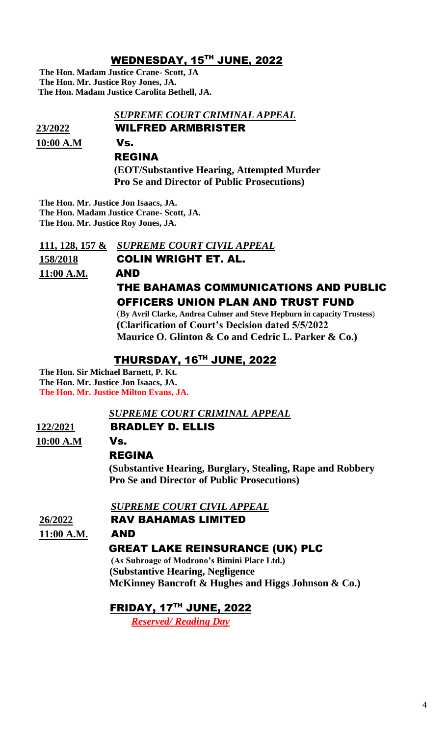## WEDNESDAY, 15TH JUNE, 2022

**The Hon. Madam Justice Crane- Scott, JA**
**The Hon. Mr. Justice Roy Jones, JA.**
**The Hon. Madam Justice Carolita Bethell, JA.**

***SUPREME COURT CRIMINAL APPEAL***

**23/2022** **WILFRED ARMBRISTER**

**10:00 A.M** **Vs.**

**REGINA**

**(EOT/Substantive Hearing, Attempted Murder**
**Pro Se and Director of Public Prosecutions)**

**The Hon. Mr. Justice Jon Isaacs, JA.**
**The Hon. Madam Justice Crane- Scott, JA.**
**The Hon. Mr. Justice Roy Jones, JA.**

**111, 128, 157 &** ***SUPREME COURT CIVIL APPEAL***

**158/2018** **COLIN WRIGHT ET. AL.**

**11:00 A.M.** **AND**

**THE BAHAMAS COMMUNICATIONS AND PUBLIC OFFICERS UNION PLAN AND TRUST FUND**

**(By Avril Clarke, Andrea Culmer and Steve Hepburn in capacity Trustess)**
**(Clarification of Court's Decision dated 5/5/2022**
**Maurice O. Glinton & Co and Cedric L. Parker & Co.)**

## THURSDAY, 16TH JUNE, 2022

**The Hon. Sir Michael Barnett, P. Kt.**
**The Hon. Mr. Justice Jon Isaacs, JA.**
**The Hon. Mr. Justice Milton Evans, JA.**

***SUPREME COURT CRIMINAL APPEAL***

**122/2021** **BRADLEY D. ELLIS**

**10:00 A.M** **Vs.**

**REGINA**

**(Substantive Hearing, Burglary, Stealing, Rape and Robbery**
**Pro Se and Director of Public Prosecutions)**

***SUPREME COURT CIVIL APPEAL***

**26/2022** **RAV BAHAMAS LIMITED**

**11:00 A.M.** **AND**

**GREAT LAKE REINSURANCE (UK) PLC**

**(As Subroage of Modrono's Bimini Place Ltd.)**
**(Substantive Hearing, Negligence**
**McKinney Bancroft & Hughes and Higgs Johnson & Co.)**

## FRIDAY, 17TH JUNE, 2022

***Reserved/ Reading Day***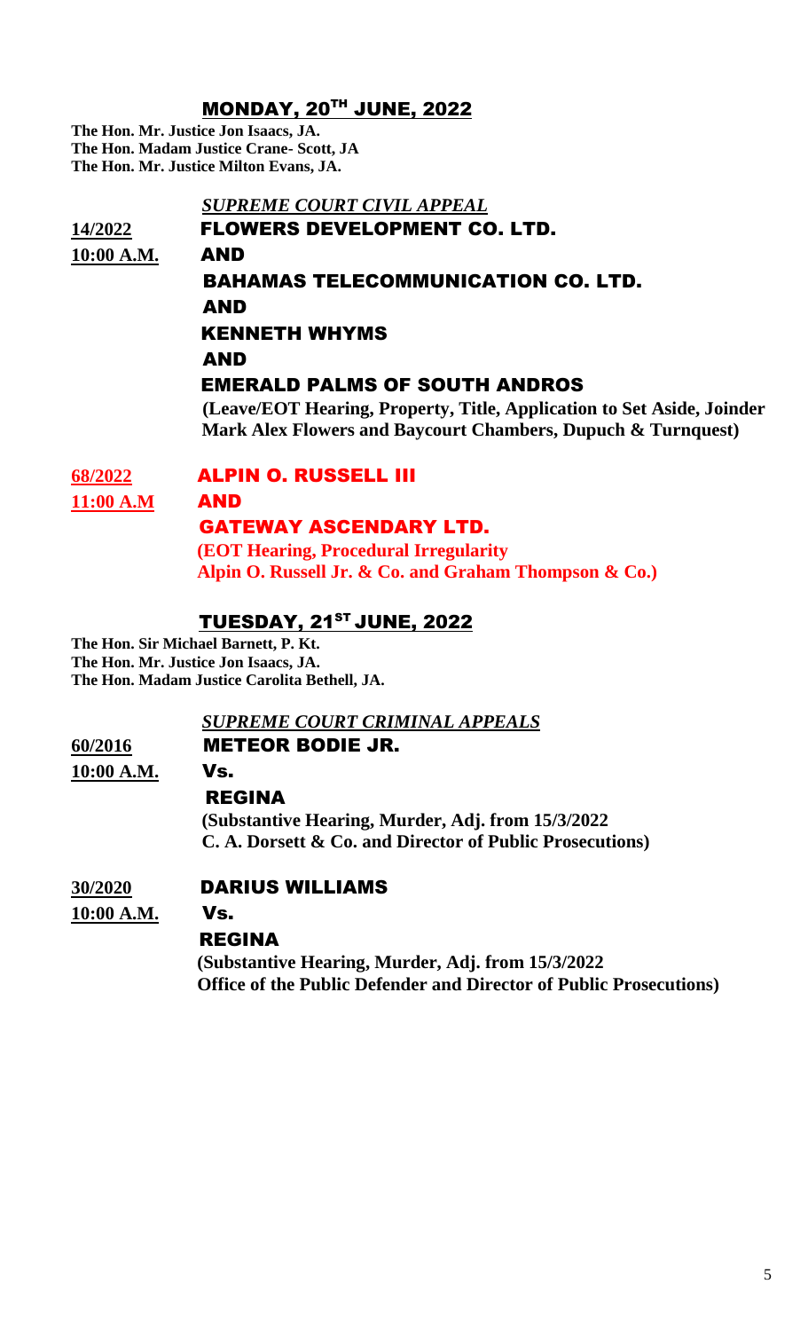## MONDAY, 20TH JUNE, 2022

**The Hon. Mr. Justice Jon Isaacs, JA.**
**The Hon. Madam Justice Crane- Scott, JA**
**The Hon. Mr. Justice Milton Evans, JA.**

***SUPREME COURT CIVIL APPEAL***

**14/2022** **FLOWERS DEVELOPMENT CO. LTD.**
**10:00 A.M.** **AND**
**BAHAMAS TELECOMMUNICATION CO. LTD.**
**AND**
**KENNETH WHYMS**
**AND**
**EMERALD PALMS OF SOUTH ANDROS**
**(Leave/EOT Hearing, Property, Title, Application to Set Aside, Joinder Mark Alex Flowers and Baycourt Chambers, Dupuch & Turnquest)**

**68/2022** **ALPIN O. RUSSELL III**
**11:00 A.M** **AND**
**GATEWAY ASCENDARY LTD.**
**(EOT Hearing, Procedural Irregularity Alpin O. Russell Jr. & Co. and Graham Thompson & Co.)**

## TUESDAY, 21ST JUNE, 2022

**The Hon. Sir Michael Barnett, P. Kt.**
**The Hon. Mr. Justice Jon Isaacs, JA.**
**The Hon. Madam Justice Carolita Bethell, JA.**

***SUPREME COURT CRIMINAL APPEALS***

**60/2016** **METEOR BODIE JR.**
**10:00 A.M.** **Vs.**
**REGINA**
**(Substantive Hearing, Murder, Adj. from 15/3/2022 C. A. Dorsett & Co. and Director of Public Prosecutions)**

**30/2020** **DARIUS WILLIAMS**
**10:00 A.M.** **Vs.**
**REGINA**
**(Substantive Hearing, Murder, Adj. from 15/3/2022 Office of the Public Defender and Director of Public Prosecutions)**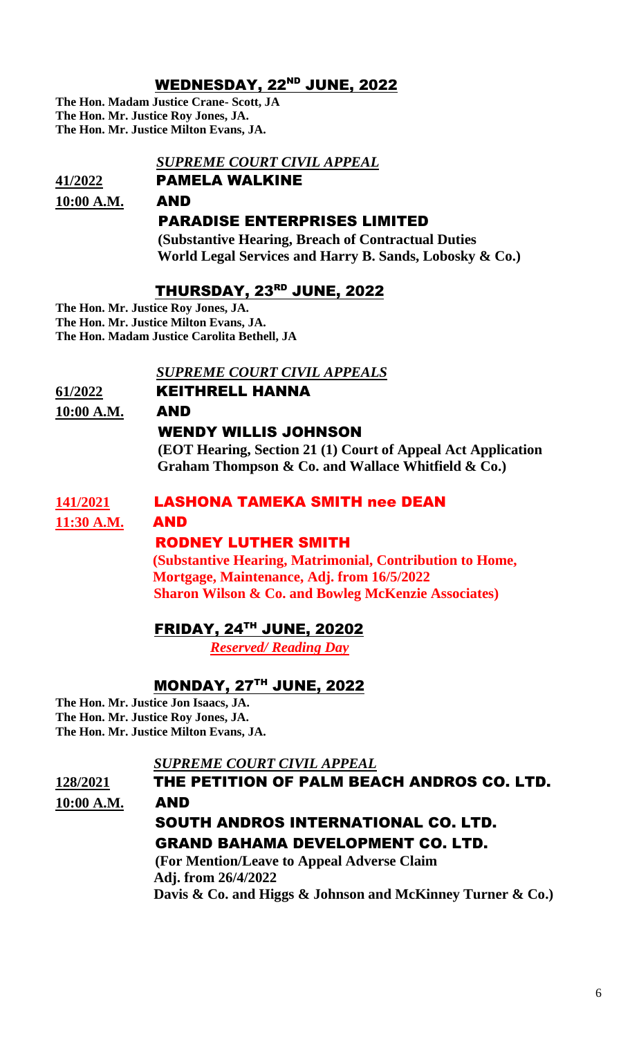## WEDNESDAY, 22ND JUNE, 2022

**The Hon. Madam Justice Crane- Scott, JA**
**The Hon. Mr. Justice Roy Jones, JA.**
**The Hon. Mr. Justice Milton Evans, JA.**

***SUPREME COURT CIVIL APPEAL***

**41/2022** **PAMELA WALKINE**

**10:00 A.M.** **AND**

**PARADISE ENTERPRISES LIMITED**

**(Substantive Hearing, Breach of Contractual Duties**
**World Legal Services and Harry B. Sands, Lobosky & Co.)**

## THURSDAY, 23RD JUNE, 2022

**The Hon. Mr. Justice Roy Jones, JA.**
**The Hon. Mr. Justice Milton Evans, JA.**
**The Hon. Madam Justice Carolita Bethell, JA**

***SUPREME COURT CIVIL APPEALS***

**61/2022** **KEITHRELL HANNA**

**10:00 A.M.** **AND**

**WENDY WILLIS JOHNSON**

**(EOT Hearing, Section 21 (1) Court of Appeal Act Application**
**Graham Thompson & Co. and Wallace Whitfield & Co.)**

**141/2021** **LASHONA TAMEKA SMITH nee DEAN**

**11:30 A.M.** **AND**

**RODNEY LUTHER SMITH**

**(Substantive Hearing, Matrimonial, Contribution to Home,**
**Mortgage, Maintenance, Adj. from 16/5/2022**
**Sharon Wilson & Co. and Bowleg McKenzie Associates)**

## FRIDAY, 24TH JUNE, 20202

***Reserved/ Reading Day***

## MONDAY, 27TH JUNE, 2022

**The Hon. Mr. Justice Jon Isaacs, JA.**
**The Hon. Mr. Justice Roy Jones, JA.**
**The Hon. Mr. Justice Milton Evans, JA.**

***SUPREME COURT CIVIL APPEAL***

**128/2021** **THE PETITION OF PALM BEACH ANDROS CO. LTD.**

**10:00 A.M.** **AND**

**SOUTH ANDROS INTERNATIONAL CO. LTD.**
**GRAND BAHAMA DEVELOPMENT CO. LTD.**

**(For Mention/Leave to Appeal Adverse Claim**
**Adj. from 26/4/2022**
**Davis & Co. and Higgs & Johnson and McKinney Turner & Co.)**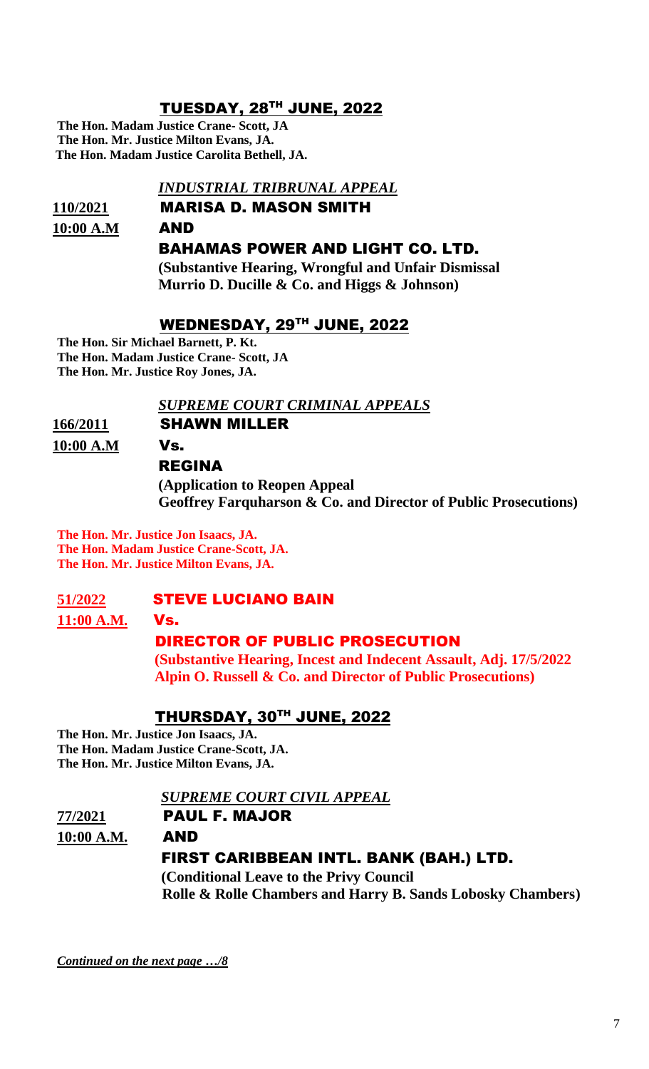## TUESDAY, 28TH JUNE, 2022

**The Hon. Madam Justice Crane- Scott, JA**
**The Hon. Mr. Justice Milton Evans, JA.**
**The Hon. Madam Justice Carolita Bethell, JA.**

***INDUSTRIAL TRIBRUNAL APPEAL***

**110/2021** **MARISA D. MASON SMITH**
**10:00 A.M** **AND**
**BAHAMAS POWER AND LIGHT CO. LTD.**
**(Substantive Hearing, Wrongful and Unfair Dismissal**
**Murrio D. Ducille & Co. and Higgs & Johnson)**

## WEDNESDAY, 29TH JUNE, 2022

**The Hon. Sir Michael Barnett, P. Kt.**
**The Hon. Madam Justice Crane- Scott, JA**
**The Hon. Mr. Justice Roy Jones, JA.**

***SUPREME COURT CRIMINAL APPEALS***

**166/2011** **SHAWN MILLER**
**10:00 A.M** **Vs.**
**REGINA**
**(Application to Reopen Appeal**
**Geoffrey Farquharson & Co. and Director of Public Prosecutions)**

**The Hon. Mr. Justice Jon Isaacs, JA.**
**The Hon. Madam Justice Crane-Scott, JA.**
**The Hon. Mr. Justice Milton Evans, JA.**

**51/2022** **STEVE LUCIANO BAIN**
**11:00 A.M.** **Vs.**
**DIRECTOR OF PUBLIC PROSECUTION**
**(Substantive Hearing, Incest and Indecent Assault, Adj. 17/5/2022**
**Alpin O. Russell & Co. and Director of Public Prosecutions)**

## THURSDAY, 30TH JUNE, 2022

**The Hon. Mr. Justice Jon Isaacs, JA.**
**The Hon. Madam Justice Crane-Scott, JA.**
**The Hon. Mr. Justice Milton Evans, JA.**

***SUPREME COURT CIVIL APPEAL***

**77/2021** **PAUL F. MAJOR**
**10:00 A.M.** **AND**
**FIRST CARIBBEAN INTL. BANK (BAH.) LTD.**
**(Conditional Leave to the Privy Council**
**Rolle & Rolle Chambers and Harry B. Sands Lobosky Chambers)**

***Continued on the next page …/8***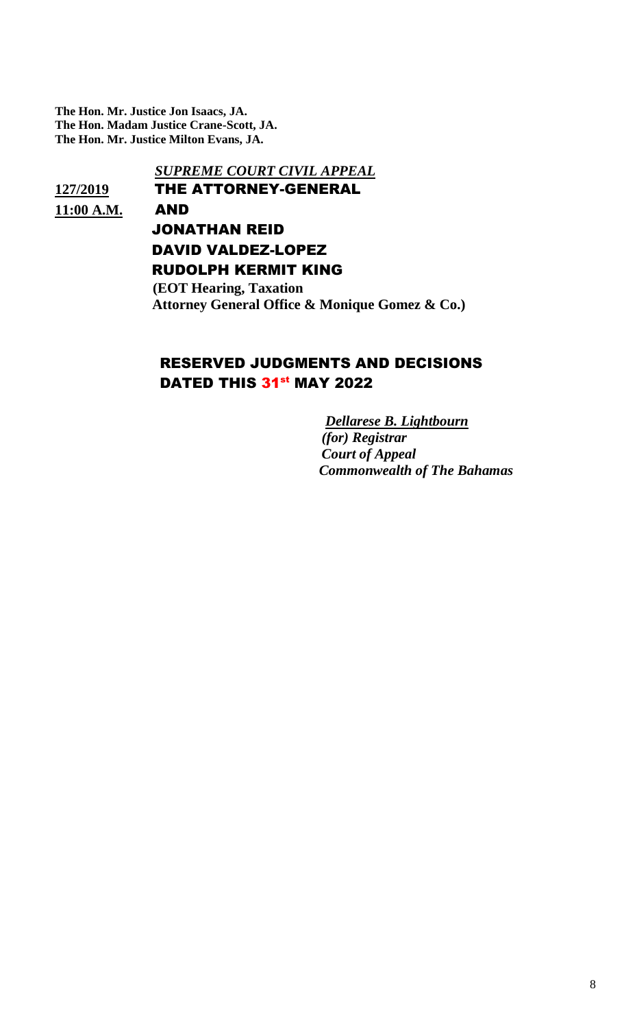**The Hon. Mr. Justice Jon Isaacs, JA.**
**The Hon. Madam Justice Crane-Scott, JA.**
**The Hon. Mr. Justice Milton Evans, JA.**

***SUPREME COURT CIVIL APPEAL***

**127/2019** **THE ATTORNEY-GENERAL**

**11:00 A.M.** **AND**

**JONATHAN REID**
**DAVID VALDEZ-LOPEZ**
**RUDOLPH KERMIT KING**
**(EOT Hearing, Taxation**
**Attorney General Office & Monique Gomez & Co.)**

## RESERVED JUDGMENTS AND DECISIONS DATED THIS 31st MAY 2022

***Dellarese B. Lightbourn***
*(for) Registrar*
*Court of Appeal*
*Commonwealth of The Bahamas*